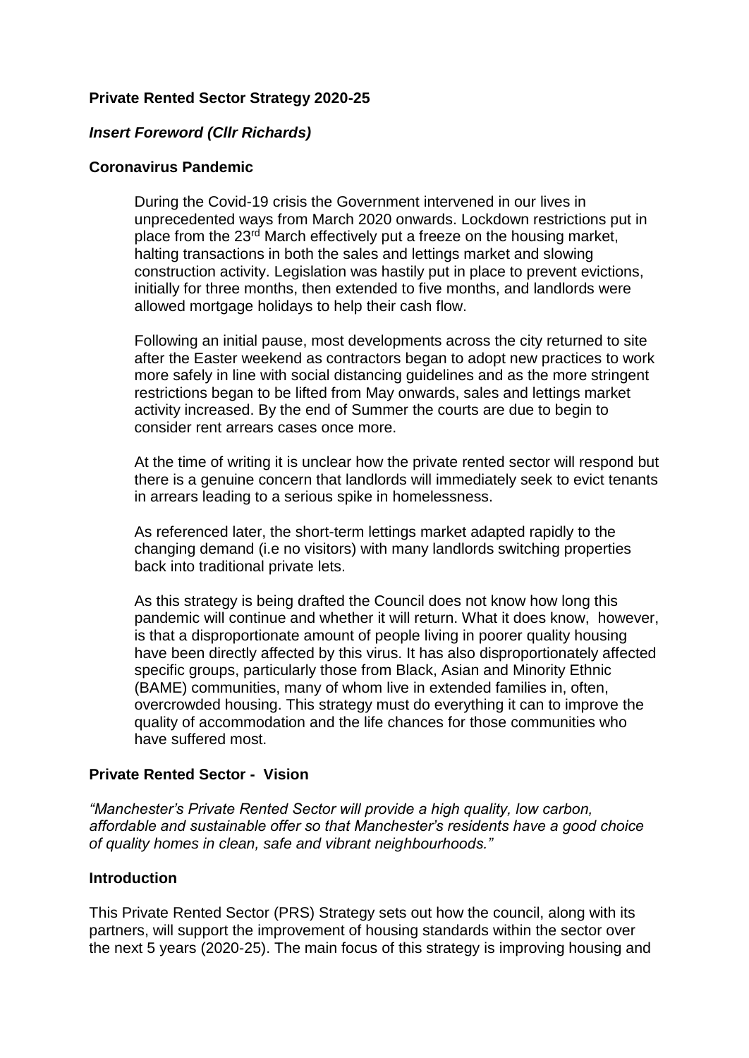**Private Rented Sector Strategy 2020-25**

***Insert Foreword (Cllr Richards)***

**Coronavirus Pandemic**

During the Covid-19 crisis the Government intervened in our lives in unprecedented ways from March 2020 onwards. Lockdown restrictions put in place from the 23rd March effectively put a freeze on the housing market, halting transactions in both the sales and lettings market and slowing construction activity. Legislation was hastily put in place to prevent evictions, initially for three months, then extended to five months, and landlords were allowed mortgage holidays to help their cash flow.

Following an initial pause, most developments across the city returned to site after the Easter weekend as contractors began to adopt new practices to work more safely in line with social distancing guidelines and as the more stringent restrictions began to be lifted from May onwards, sales and lettings market activity increased. By the end of Summer the courts are due to begin to consider rent arrears cases once more.

At the time of writing it is unclear how the private rented sector will respond but there is a genuine concern that landlords will immediately seek to evict tenants in arrears leading to a serious spike in homelessness.

As referenced later, the short-term lettings market adapted rapidly to the changing demand (i.e no visitors) with many landlords switching properties back into traditional private lets.

As this strategy is being drafted the Council does not know how long this pandemic will continue and whether it will return. What it does know, however, is that a disproportionate amount of people living in poorer quality housing have been directly affected by this virus. It has also disproportionately affected specific groups, particularly those from Black, Asian and Minority Ethnic (BAME) communities, many of whom live in extended families in, often, overcrowded housing. This strategy must do everything it can to improve the quality of accommodation and the life chances for those communities who have suffered most.

**Private Rented Sector - Vision**

*"Manchester's Private Rented Sector will provide a high quality, low carbon, affordable and sustainable offer so that Manchester's residents have a good choice of quality homes in clean, safe and vibrant neighbourhoods."*

**Introduction**

This Private Rented Sector (PRS) Strategy sets out how the council, along with its partners, will support the improvement of housing standards within the sector over the next 5 years (2020-25). The main focus of this strategy is improving housing and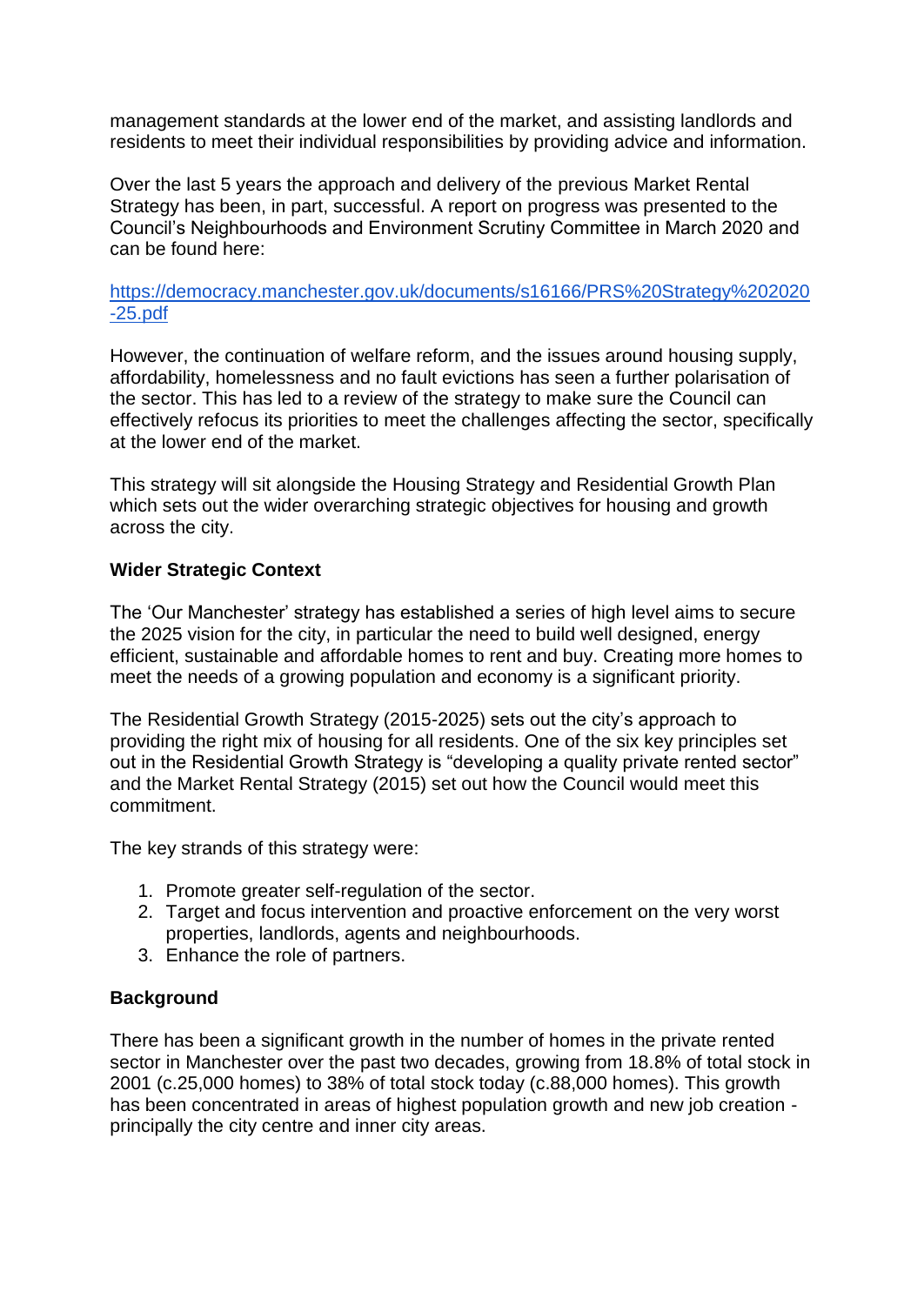management standards at the lower end of the market, and assisting landlords and residents to meet their individual responsibilities by providing advice and information.

Over the last 5 years the approach and delivery of the previous Market Rental Strategy has been, in part, successful. A report on progress was presented to the Council's Neighbourhoods and Environment Scrutiny Committee in March 2020 and can be found here:

https://democracy.manchester.gov.uk/documents/s16166/PRS%20Strategy%202020-25.pdf

However, the continuation of welfare reform, and the issues around housing supply, affordability, homelessness and no fault evictions has seen a further polarisation of the sector. This has led to a review of the strategy to make sure the Council can effectively refocus its priorities to meet the challenges affecting the sector, specifically at the lower end of the market.

This strategy will sit alongside the Housing Strategy and Residential Growth Plan which sets out the wider overarching strategic objectives for housing and growth across the city.

**Wider Strategic Context**

The 'Our Manchester' strategy has established a series of high level aims to secure the 2025 vision for the city, in particular the need to build well designed, energy efficient, sustainable and affordable homes to rent and buy. Creating more homes to meet the needs of a growing population and economy is a significant priority.

The Residential Growth Strategy (2015-2025) sets out the city's approach to providing the right mix of housing for all residents. One of the six key principles set out in the Residential Growth Strategy is "developing a quality private rented sector" and the Market Rental Strategy (2015) set out how the Council would meet this commitment.

The key strands of this strategy were:

1. Promote greater self-regulation of the sector.
2. Target and focus intervention and proactive enforcement on the very worst properties, landlords, agents and neighbourhoods.
3. Enhance the role of partners.

**Background**

There has been a significant growth in the number of homes in the private rented sector in Manchester over the past two decades, growing from 18.8% of total stock in 2001 (c.25,000 homes) to 38% of total stock today (c.88,000 homes). This growth has been concentrated in areas of highest population growth and new job creation - principally the city centre and inner city areas.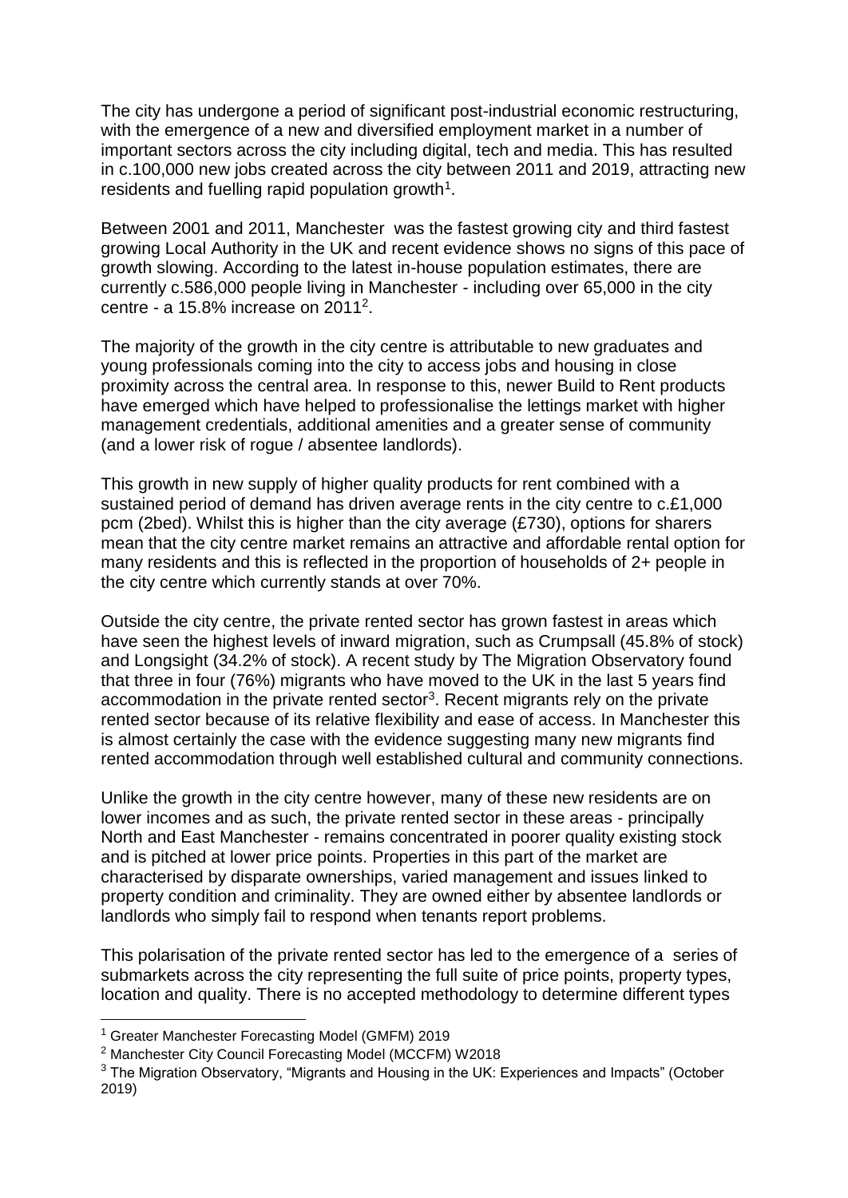The city has undergone a period of significant post-industrial economic restructuring, with the emergence of a new and diversified employment market in a number of important sectors across the city including digital, tech and media. This has resulted in c.100,000 new jobs created across the city between 2011 and 2019, attracting new residents and fuelling rapid population growth[1].

Between 2001 and 2011, Manchester was the fastest growing city and third fastest growing Local Authority in the UK and recent evidence shows no signs of this pace of growth slowing. According to the latest in-house population estimates, there are currently c.586,000 people living in Manchester - including over 65,000 in the city centre - a 15.8% increase on 2011[2].

The majority of the growth in the city centre is attributable to new graduates and young professionals coming into the city to access jobs and housing in close proximity across the central area. In response to this, newer Build to Rent products have emerged which have helped to professionalise the lettings market with higher management credentials, additional amenities and a greater sense of community (and a lower risk of rogue / absentee landlords).

This growth in new supply of higher quality products for rent combined with a sustained period of demand has driven average rents in the city centre to c.£1,000 pcm (2bed). Whilst this is higher than the city average (£730), options for sharers mean that the city centre market remains an attractive and affordable rental option for many residents and this is reflected in the proportion of households of 2+ people in the city centre which currently stands at over 70%.

Outside the city centre, the private rented sector has grown fastest in areas which have seen the highest levels of inward migration, such as Crumpsall (45.8% of stock) and Longsight (34.2% of stock). A recent study by The Migration Observatory found that three in four (76%) migrants who have moved to the UK in the last 5 years find accommodation in the private rented sector[3]. Recent migrants rely on the private rented sector because of its relative flexibility and ease of access. In Manchester this is almost certainly the case with the evidence suggesting many new migrants find rented accommodation through well established cultural and community connections.

Unlike the growth in the city centre however, many of these new residents are on lower incomes and as such, the private rented sector in these areas - principally North and East Manchester - remains concentrated in poorer quality existing stock and is pitched at lower price points. Properties in this part of the market are characterised by disparate ownerships, varied management and issues linked to property condition and criminality. They are owned either by absentee landlords or landlords who simply fail to respond when tenants report problems.

This polarisation of the private rented sector has led to the emergence of a series of submarkets across the city representing the full suite of price points, property types, location and quality. There is no accepted methodology to determine different types

---

[1] Greater Manchester Forecasting Model (GMFM) 2019

[2] Manchester City Council Forecasting Model (MCCFM) W2018

[3] The Migration Observatory, "Migrants and Housing in the UK: Experiences and Impacts" (October 2019)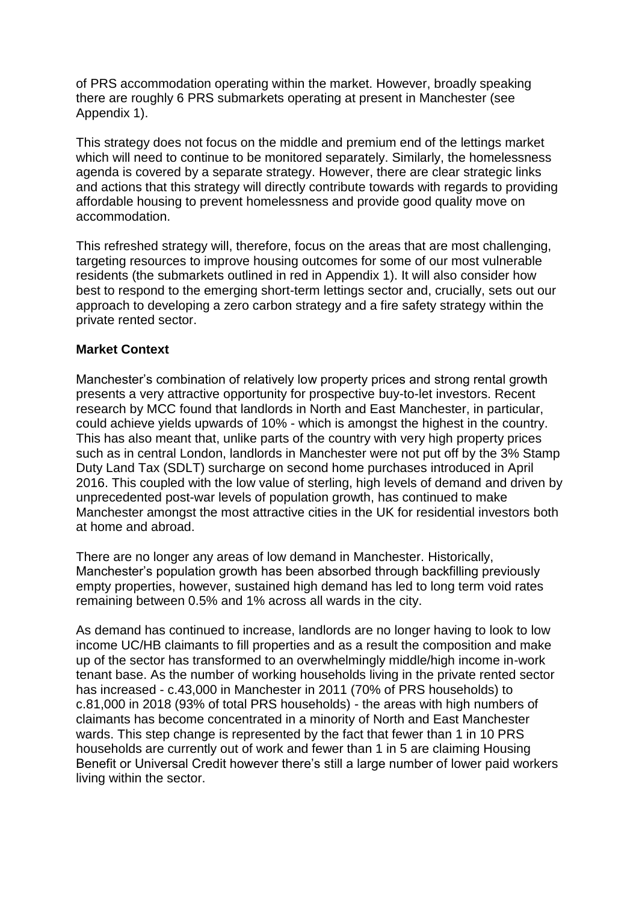of PRS accommodation operating within the market. However, broadly speaking there are roughly 6 PRS submarkets operating at present in Manchester (see Appendix 1).

This strategy does not focus on the middle and premium end of the lettings market which will need to continue to be monitored separately. Similarly, the homelessness agenda is covered by a separate strategy. However, there are clear strategic links and actions that this strategy will directly contribute towards with regards to providing affordable housing to prevent homelessness and provide good quality move on accommodation.

This refreshed strategy will, therefore, focus on the areas that are most challenging, targeting resources to improve housing outcomes for some of our most vulnerable residents (the submarkets outlined in red in Appendix 1). It will also consider how best to respond to the emerging short-term lettings sector and, crucially, sets out our approach to developing a zero carbon strategy and a fire safety strategy within the private rented sector.

**Market Context**

Manchester's combination of relatively low property prices and strong rental growth presents a very attractive opportunity for prospective buy-to-let investors. Recent research by MCC found that landlords in North and East Manchester, in particular, could achieve yields upwards of 10% - which is amongst the highest in the country. This has also meant that, unlike parts of the country with very high property prices such as in central London, landlords in Manchester were not put off by the 3% Stamp Duty Land Tax (SDLT) surcharge on second home purchases introduced in April 2016. This coupled with the low value of sterling, high levels of demand and driven by unprecedented post-war levels of population growth, has continued to make Manchester amongst the most attractive cities in the UK for residential investors both at home and abroad.

There are no longer any areas of low demand in Manchester. Historically, Manchester's population growth has been absorbed through backfilling previously empty properties, however, sustained high demand has led to long term void rates remaining between 0.5% and 1% across all wards in the city.

As demand has continued to increase, landlords are no longer having to look to low income UC/HB claimants to fill properties and as a result the composition and make up of the sector has transformed to an overwhelmingly middle/high income in-work tenant base. As the number of working households living in the private rented sector has increased - c.43,000 in Manchester in 2011 (70% of PRS households) to c.81,000 in 2018 (93% of total PRS households) - the areas with high numbers of claimants has become concentrated in a minority of North and East Manchester wards. This step change is represented by the fact that fewer than 1 in 10 PRS households are currently out of work and fewer than 1 in 5 are claiming Housing Benefit or Universal Credit however there's still a large number of lower paid workers living within the sector.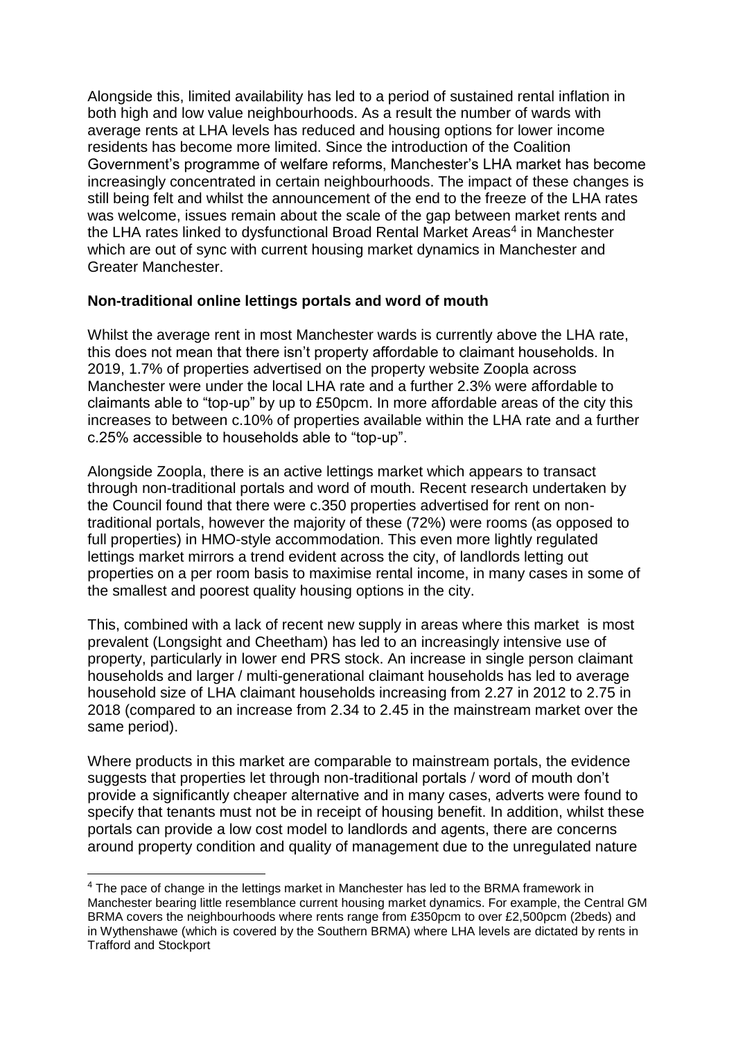Alongside this, limited availability has led to a period of sustained rental inflation in both high and low value neighbourhoods. As a result the number of wards with average rents at LHA levels has reduced and housing options for lower income residents has become more limited. Since the introduction of the Coalition Government's programme of welfare reforms, Manchester's LHA market has become increasingly concentrated in certain neighbourhoods. The impact of these changes is still being felt and whilst the announcement of the end to the freeze of the LHA rates was welcome, issues remain about the scale of the gap between market rents and the LHA rates linked to dysfunctional Broad Rental Market Areas[4] in Manchester which are out of sync with current housing market dynamics in Manchester and Greater Manchester.

**Non-traditional online lettings portals and word of mouth**

Whilst the average rent in most Manchester wards is currently above the LHA rate, this does not mean that there isn't property affordable to claimant households. In 2019, 1.7% of properties advertised on the property website Zoopla across Manchester were under the local LHA rate and a further 2.3% were affordable to claimants able to "top-up" by up to £50pcm. In more affordable areas of the city this increases to between c.10% of properties available within the LHA rate and a further c.25% accessible to households able to "top-up".

Alongside Zoopla, there is an active lettings market which appears to transact through non-traditional portals and word of mouth. Recent research undertaken by the Council found that there were c.350 properties advertised for rent on non-traditional portals, however the majority of these (72%) were rooms (as opposed to full properties) in HMO-style accommodation. This even more lightly regulated lettings market mirrors a trend evident across the city, of landlords letting out properties on a per room basis to maximise rental income, in many cases in some of the smallest and poorest quality housing options in the city.

This, combined with a lack of recent new supply in areas where this market is most prevalent (Longsight and Cheetham) has led to an increasingly intensive use of property, particularly in lower end PRS stock. An increase in single person claimant households and larger / multi-generational claimant households has led to average household size of LHA claimant households increasing from 2.27 in 2012 to 2.75 in 2018 (compared to an increase from 2.34 to 2.45 in the mainstream market over the same period).

Where products in this market are comparable to mainstream portals, the evidence suggests that properties let through non-traditional portals / word of mouth don't provide a significantly cheaper alternative and in many cases, adverts were found to specify that tenants must not be in receipt of housing benefit. In addition, whilst these portals can provide a low cost model to landlords and agents, there are concerns around property condition and quality of management due to the unregulated nature

[4] The pace of change in the lettings market in Manchester has led to the BRMA framework in Manchester bearing little resemblance current housing market dynamics. For example, the Central GM BRMA covers the neighbourhoods where rents range from £350pcm to over £2,500pcm (2beds) and in Wythenshawe (which is covered by the Southern BRMA) where LHA levels are dictated by rents in Trafford and Stockport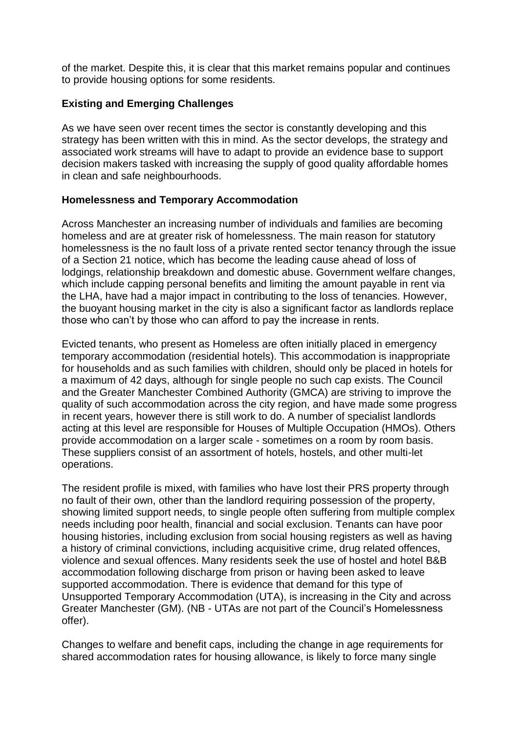of the market. Despite this, it is clear that this market remains popular and continues to provide housing options for some residents.

**Existing and Emerging Challenges**

As we have seen over recent times the sector is constantly developing and this strategy has been written with this in mind. As the sector develops, the strategy and associated work streams will have to adapt to provide an evidence base to support decision makers tasked with increasing the supply of good quality affordable homes in clean and safe neighbourhoods.

**Homelessness and Temporary Accommodation**

Across Manchester an increasing number of individuals and families are becoming homeless and are at greater risk of homelessness. The main reason for statutory homelessness is the no fault loss of a private rented sector tenancy through the issue of a Section 21 notice, which has become the leading cause ahead of loss of lodgings, relationship breakdown and domestic abuse. Government welfare changes, which include capping personal benefits and limiting the amount payable in rent via the LHA, have had a major impact in contributing to the loss of tenancies. However, the buoyant housing market in the city is also a significant factor as landlords replace those who can't by those who can afford to pay the increase in rents.

Evicted tenants, who present as Homeless are often initially placed in emergency temporary accommodation (residential hotels). This accommodation is inappropriate for households and as such families with children, should only be placed in hotels for a maximum of 42 days, although for single people no such cap exists. The Council and the Greater Manchester Combined Authority (GMCA) are striving to improve the quality of such accommodation across the city region, and have made some progress in recent years, however there is still work to do. A number of specialist landlords acting at this level are responsible for Houses of Multiple Occupation (HMOs). Others provide accommodation on a larger scale - sometimes on a room by room basis. These suppliers consist of an assortment of hotels, hostels, and other multi-let operations.

The resident profile is mixed, with families who have lost their PRS property through no fault of their own, other than the landlord requiring possession of the property, showing limited support needs, to single people often suffering from multiple complex needs including poor health, financial and social exclusion. Tenants can have poor housing histories, including exclusion from social housing registers as well as having a history of criminal convictions, including acquisitive crime, drug related offences, violence and sexual offences. Many residents seek the use of hostel and hotel B&B accommodation following discharge from prison or having been asked to leave supported accommodation. There is evidence that demand for this type of Unsupported Temporary Accommodation (UTA), is increasing in the City and across Greater Manchester (GM). (NB - UTAs are not part of the Council's Homelessness offer).

Changes to welfare and benefit caps, including the change in age requirements for shared accommodation rates for housing allowance, is likely to force many single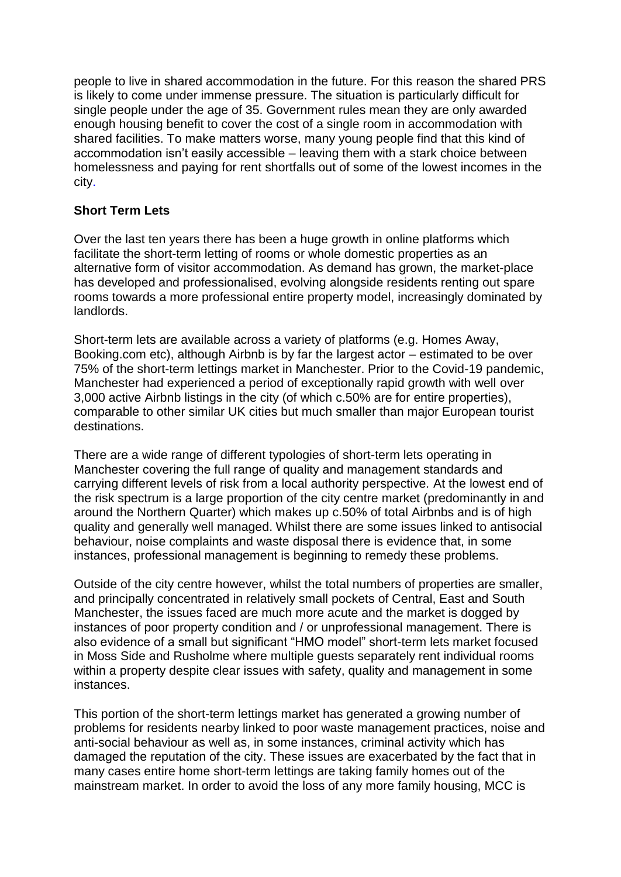people to live in shared accommodation in the future. For this reason the shared PRS is likely to come under immense pressure. The situation is particularly difficult for single people under the age of 35. Government rules mean they are only awarded enough housing benefit to cover the cost of a single room in accommodation with shared facilities. To make matters worse, many young people find that this kind of accommodation isn't easily accessible – leaving them with a stark choice between homelessness and paying for rent shortfalls out of some of the lowest incomes in the city.

**Short Term Lets**

Over the last ten years there has been a huge growth in online platforms which facilitate the short-term letting of rooms or whole domestic properties as an alternative form of visitor accommodation. As demand has grown, the market-place has developed and professionalised, evolving alongside residents renting out spare rooms towards a more professional entire property model, increasingly dominated by landlords.

Short-term lets are available across a variety of platforms (e.g. Homes Away, Booking.com etc), although Airbnb is by far the largest actor – estimated to be over 75% of the short-term lettings market in Manchester. Prior to the Covid-19 pandemic, Manchester had experienced a period of exceptionally rapid growth with well over 3,000 active Airbnb listings in the city (of which c.50% are for entire properties), comparable to other similar UK cities but much smaller than major European tourist destinations.

There are a wide range of different typologies of short-term lets operating in Manchester covering the full range of quality and management standards and carrying different levels of risk from a local authority perspective. At the lowest end of the risk spectrum is a large proportion of the city centre market (predominantly in and around the Northern Quarter) which makes up c.50% of total Airbnbs and is of high quality and generally well managed. Whilst there are some issues linked to antisocial behaviour, noise complaints and waste disposal there is evidence that, in some instances, professional management is beginning to remedy these problems.

Outside of the city centre however, whilst the total numbers of properties are smaller, and principally concentrated in relatively small pockets of Central, East and South Manchester, the issues faced are much more acute and the market is dogged by instances of poor property condition and / or unprofessional management. There is also evidence of a small but significant "HMO model" short-term lets market focused in Moss Side and Rusholme where multiple guests separately rent individual rooms within a property despite clear issues with safety, quality and management in some instances.

This portion of the short-term lettings market has generated a growing number of problems for residents nearby linked to poor waste management practices, noise and anti-social behaviour as well as, in some instances, criminal activity which has damaged the reputation of the city. These issues are exacerbated by the fact that in many cases entire home short-term lettings are taking family homes out of the mainstream market. In order to avoid the loss of any more family housing, MCC is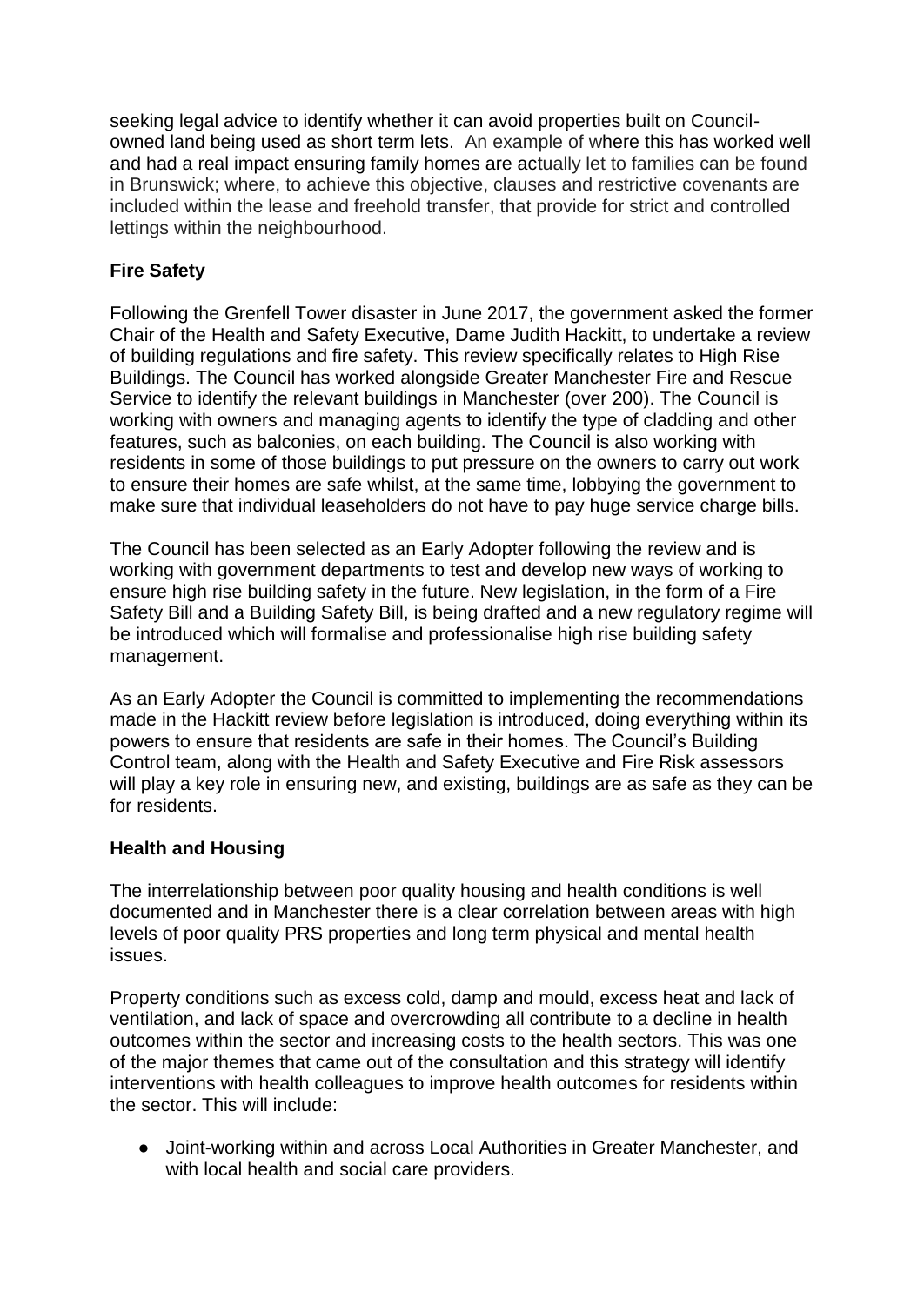seeking legal advice to identify whether it can avoid properties built on Council-owned land being used as short term lets. An example of where this has worked well and had a real impact ensuring family homes are actually let to families can be found in Brunswick; where, to achieve this objective, clauses and restrictive covenants are included within the lease and freehold transfer, that provide for strict and controlled lettings within the neighbourhood.

**Fire Safety**

Following the Grenfell Tower disaster in June 2017, the government asked the former Chair of the Health and Safety Executive, Dame Judith Hackitt, to undertake a review of building regulations and fire safety. This review specifically relates to High Rise Buildings. The Council has worked alongside Greater Manchester Fire and Rescue Service to identify the relevant buildings in Manchester (over 200). The Council is working with owners and managing agents to identify the type of cladding and other features, such as balconies, on each building. The Council is also working with residents in some of those buildings to put pressure on the owners to carry out work to ensure their homes are safe whilst, at the same time, lobbying the government to make sure that individual leaseholders do not have to pay huge service charge bills.

The Council has been selected as an Early Adopter following the review and is working with government departments to test and develop new ways of working to ensure high rise building safety in the future. New legislation, in the form of a Fire Safety Bill and a Building Safety Bill, is being drafted and a new regulatory regime will be introduced which will formalise and professionalise high rise building safety management.

As an Early Adopter the Council is committed to implementing the recommendations made in the Hackitt review before legislation is introduced, doing everything within its powers to ensure that residents are safe in their homes. The Council's Building Control team, along with the Health and Safety Executive and Fire Risk assessors will play a key role in ensuring new, and existing, buildings are as safe as they can be for residents.

**Health and Housing**

The interrelationship between poor quality housing and health conditions is well documented and in Manchester there is a clear correlation between areas with high levels of poor quality PRS properties and long term physical and mental health issues.

Property conditions such as excess cold, damp and mould, excess heat and lack of ventilation, and lack of space and overcrowding all contribute to a decline in health outcomes within the sector and increasing costs to the health sectors. This was one of the major themes that came out of the consultation and this strategy will identify interventions with health colleagues to improve health outcomes for residents within the sector. This will include:

- Joint-working within and across Local Authorities in Greater Manchester, and with local health and social care providers.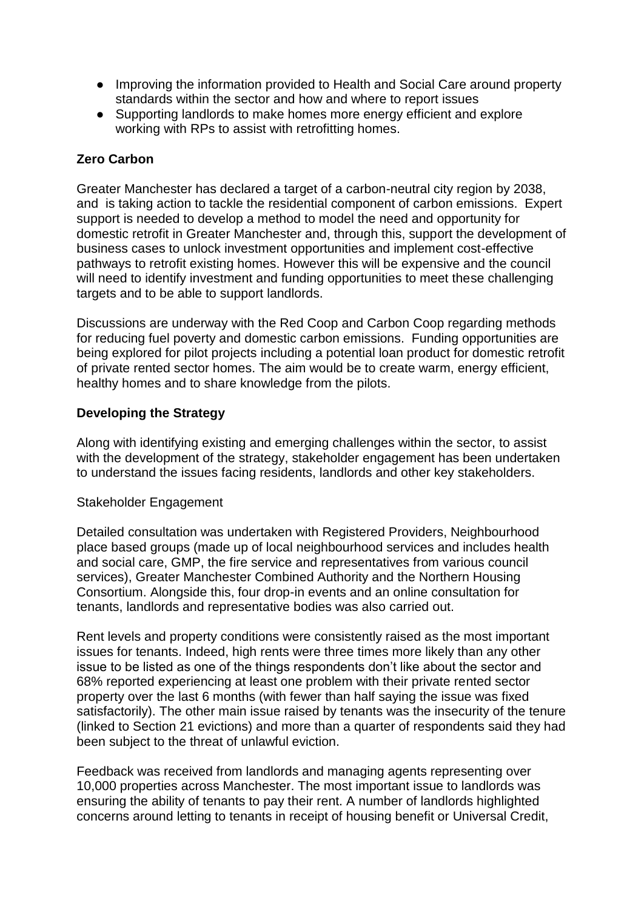- Improving the information provided to Health and Social Care around property standards within the sector and how and where to report issues
- Supporting landlords to make homes more energy efficient and explore working with RPs to assist with retrofitting homes.

**Zero Carbon**

Greater Manchester has declared a target of a carbon-neutral city region by 2038, and is taking action to tackle the residential component of carbon emissions. Expert support is needed to develop a method to model the need and opportunity for domestic retrofit in Greater Manchester and, through this, support the development of business cases to unlock investment opportunities and implement cost-effective pathways to retrofit existing homes. However this will be expensive and the council will need to identify investment and funding opportunities to meet these challenging targets and to be able to support landlords.

Discussions are underway with the Red Coop and Carbon Coop regarding methods for reducing fuel poverty and domestic carbon emissions. Funding opportunities are being explored for pilot projects including a potential loan product for domestic retrofit of private rented sector homes. The aim would be to create warm, energy efficient, healthy homes and to share knowledge from the pilots.

**Developing the Strategy**

Along with identifying existing and emerging challenges within the sector, to assist with the development of the strategy, stakeholder engagement has been undertaken to understand the issues facing residents, landlords and other key stakeholders.

Stakeholder Engagement

Detailed consultation was undertaken with Registered Providers, Neighbourhood place based groups (made up of local neighbourhood services and includes health and social care, GMP, the fire service and representatives from various council services), Greater Manchester Combined Authority and the Northern Housing Consortium. Alongside this, four drop-in events and an online consultation for tenants, landlords and representative bodies was also carried out.

Rent levels and property conditions were consistently raised as the most important issues for tenants. Indeed, high rents were three times more likely than any other issue to be listed as one of the things respondents don't like about the sector and 68% reported experiencing at least one problem with their private rented sector property over the last 6 months (with fewer than half saying the issue was fixed satisfactorily). The other main issue raised by tenants was the insecurity of the tenure (linked to Section 21 evictions) and more than a quarter of respondents said they had been subject to the threat of unlawful eviction.

Feedback was received from landlords and managing agents representing over 10,000 properties across Manchester. The most important issue to landlords was ensuring the ability of tenants to pay their rent. A number of landlords highlighted concerns around letting to tenants in receipt of housing benefit or Universal Credit,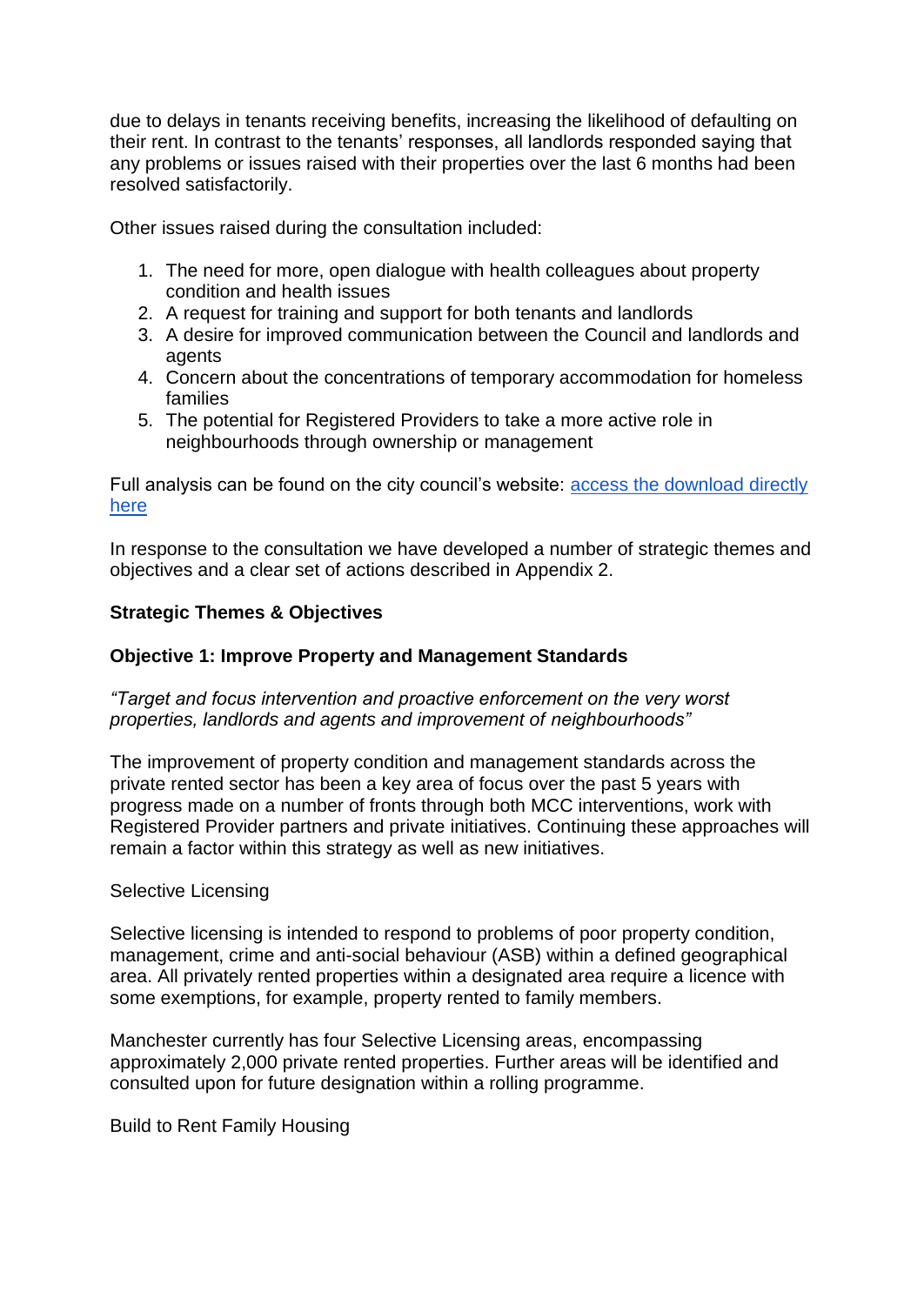due to delays in tenants receiving benefits, increasing the likelihood of defaulting on their rent. In contrast to the tenants' responses, all landlords responded saying that any problems or issues raised with their properties over the last 6 months had been resolved satisfactorily.

Other issues raised during the consultation included:

1. The need for more, open dialogue with health colleagues about property condition and health issues
2. A request for training and support for both tenants and landlords
3. A desire for improved communication between the Council and landlords and agents
4. Concern about the concentrations of temporary accommodation for homeless families
5. The potential for Registered Providers to take a more active role in neighbourhoods through ownership or management

Full analysis can be found on the city council's website: [access the download directly here]()

In response to the consultation we have developed a number of strategic themes and objectives and a clear set of actions described in Appendix 2.

## Strategic Themes & Objectives

### Objective 1: Improve Property and Management Standards

*"Target and focus intervention and proactive enforcement on the very worst properties, landlords and agents and improvement of neighbourhoods"*

The improvement of property condition and management standards across the private rented sector has been a key area of focus over the past 5 years with progress made on a number of fronts through both MCC interventions, work with Registered Provider partners and private initiatives. Continuing these approaches will remain a factor within this strategy as well as new initiatives.

Selective Licensing

Selective licensing is intended to respond to problems of poor property condition, management, crime and anti-social behaviour (ASB) within a defined geographical area. All privately rented properties within a designated area require a licence with some exemptions, for example, property rented to family members.

Manchester currently has four Selective Licensing areas, encompassing approximately 2,000 private rented properties. Further areas will be identified and consulted upon for future designation within a rolling programme.

Build to Rent Family Housing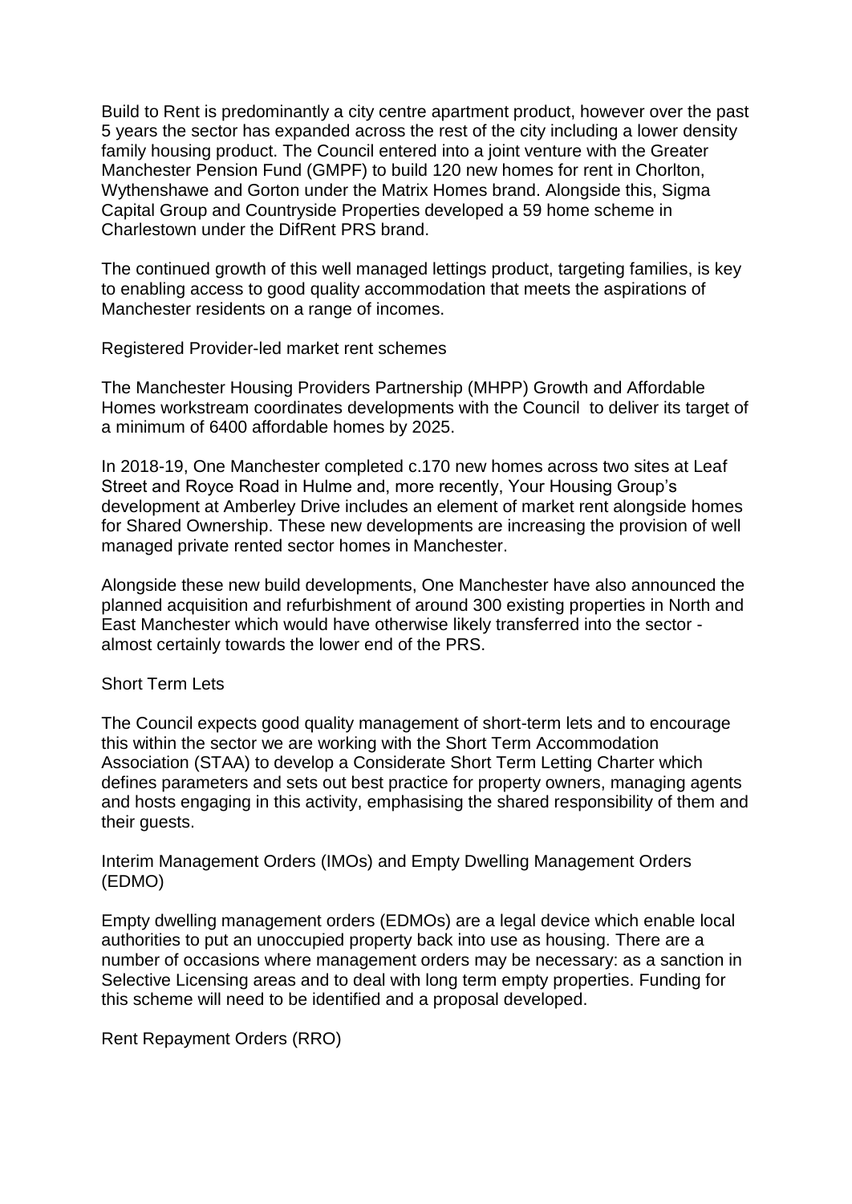Build to Rent is predominantly a city centre apartment product, however over the past 5 years the sector has expanded across the rest of the city including a lower density family housing product. The Council entered into a joint venture with the Greater Manchester Pension Fund (GMPF) to build 120 new homes for rent in Chorlton, Wythenshawe and Gorton under the Matrix Homes brand. Alongside this, Sigma Capital Group and Countryside Properties developed a 59 home scheme in Charlestown under the DifRent PRS brand.

The continued growth of this well managed lettings product, targeting families, is key to enabling access to good quality accommodation that meets the aspirations of Manchester residents on a range of incomes.

### Registered Provider-led market rent schemes

The Manchester Housing Providers Partnership (MHPP) Growth and Affordable Homes workstream coordinates developments with the Council to deliver its target of a minimum of 6400 affordable homes by 2025.

In 2018-19, One Manchester completed c.170 new homes across two sites at Leaf Street and Royce Road in Hulme and, more recently, Your Housing Group's development at Amberley Drive includes an element of market rent alongside homes for Shared Ownership. These new developments are increasing the provision of well managed private rented sector homes in Manchester.

Alongside these new build developments, One Manchester have also announced the planned acquisition and refurbishment of around 300 existing properties in North and East Manchester which would have otherwise likely transferred into the sector - almost certainly towards the lower end of the PRS.

### Short Term Lets

The Council expects good quality management of short-term lets and to encourage this within the sector we are working with the Short Term Accommodation Association (STAA) to develop a Considerate Short Term Letting Charter which defines parameters and sets out best practice for property owners, managing agents and hosts engaging in this activity, emphasising the shared responsibility of them and their guests.

### Interim Management Orders (IMOs) and Empty Dwelling Management Orders (EDMO)

Empty dwelling management orders (EDMOs) are a legal device which enable local authorities to put an unoccupied property back into use as housing. There are a number of occasions where management orders may be necessary: as a sanction in Selective Licensing areas and to deal with long term empty properties. Funding for this scheme will need to be identified and a proposal developed.

### Rent Repayment Orders (RRO)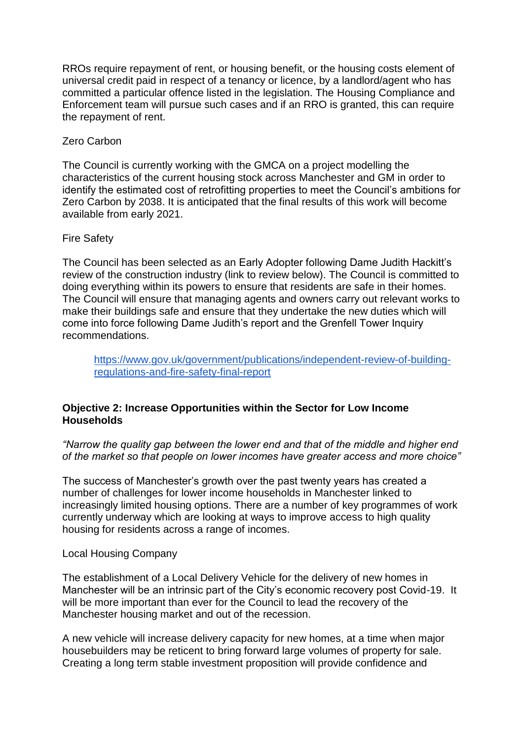RROs require repayment of rent, or housing benefit, or the housing costs element of universal credit paid in respect of a tenancy or licence, by a landlord/agent who has committed a particular offence listed in the legislation. The Housing Compliance and Enforcement team will pursue such cases and if an RRO is granted, this can require the repayment of rent.

Zero Carbon

The Council is currently working with the GMCA on a project modelling the characteristics of the current housing stock across Manchester and GM in order to identify the estimated cost of retrofitting properties to meet the Council's ambitions for Zero Carbon by 2038. It is anticipated that the final results of this work will become available from early 2021.

Fire Safety

The Council has been selected as an Early Adopter following Dame Judith Hackitt's review of the construction industry (link to review below). The Council is committed to doing everything within its powers to ensure that residents are safe in their homes. The Council will ensure that managing agents and owners carry out relevant works to make their buildings safe and ensure that they undertake the new duties which will come into force following Dame Judith's report and the Grenfell Tower Inquiry recommendations.

> https://www.gov.uk/government/publications/independent-review-of-building-regulations-and-fire-safety-final-report

**Objective 2: Increase Opportunities within the Sector for Low Income Households**

*"Narrow the quality gap between the lower end and that of the middle and higher end of the market so that people on lower incomes have greater access and more choice"*

The success of Manchester's growth over the past twenty years has created a number of challenges for lower income households in Manchester linked to increasingly limited housing options. There are a number of key programmes of work currently underway which are looking at ways to improve access to high quality housing for residents across a range of incomes.

Local Housing Company

The establishment of a Local Delivery Vehicle for the delivery of new homes in Manchester will be an intrinsic part of the City's economic recovery post Covid-19. It will be more important than ever for the Council to lead the recovery of the Manchester housing market and out of the recession.

A new vehicle will increase delivery capacity for new homes, at a time when major housebuilders may be reticent to bring forward large volumes of property for sale. Creating a long term stable investment proposition will provide confidence and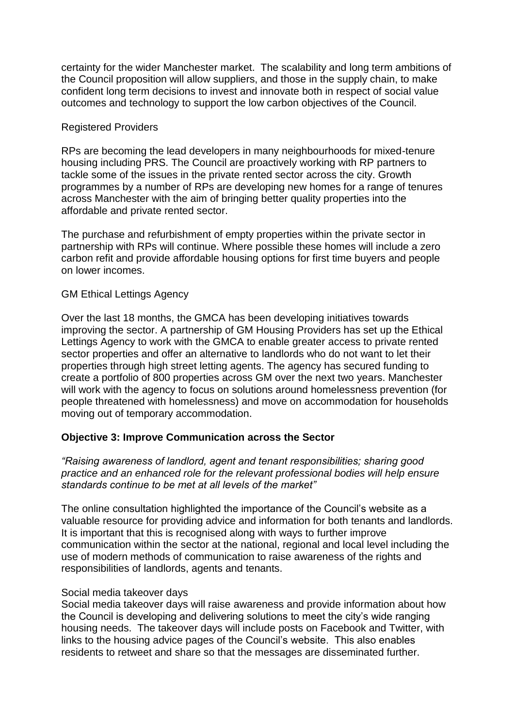certainty for the wider Manchester market. The scalability and long term ambitions of the Council proposition will allow suppliers, and those in the supply chain, to make confident long term decisions to invest and innovate both in respect of social value outcomes and technology to support the low carbon objectives of the Council.

Registered Providers

RPs are becoming the lead developers in many neighbourhoods for mixed-tenure housing including PRS. The Council are proactively working with RP partners to tackle some of the issues in the private rented sector across the city. Growth programmes by a number of RPs are developing new homes for a range of tenures across Manchester with the aim of bringing better quality properties into the affordable and private rented sector.

The purchase and refurbishment of empty properties within the private sector in partnership with RPs will continue. Where possible these homes will include a zero carbon refit and provide affordable housing options for first time buyers and people on lower incomes.

GM Ethical Lettings Agency

Over the last 18 months, the GMCA has been developing initiatives towards improving the sector. A partnership of GM Housing Providers has set up the Ethical Lettings Agency to work with the GMCA to enable greater access to private rented sector properties and offer an alternative to landlords who do not want to let their properties through high street letting agents. The agency has secured funding to create a portfolio of 800 properties across GM over the next two years. Manchester will work with the agency to focus on solutions around homelessness prevention (for people threatened with homelessness) and move on accommodation for households moving out of temporary accommodation.

**Objective 3: Improve Communication across the Sector**

*"Raising awareness of landlord, agent and tenant responsibilities; sharing good practice and an enhanced role for the relevant professional bodies will help ensure standards continue to be met at all levels of the market"*

The online consultation highlighted the importance of the Council's website as a valuable resource for providing advice and information for both tenants and landlords. It is important that this is recognised along with ways to further improve communication within the sector at the national, regional and local level including the use of modern methods of communication to raise awareness of the rights and responsibilities of landlords, agents and tenants.

Social media takeover days

Social media takeover days will raise awareness and provide information about how the Council is developing and delivering solutions to meet the city's wide ranging housing needs. The takeover days will include posts on Facebook and Twitter, with links to the housing advice pages of the Council's website. This also enables residents to retweet and share so that the messages are disseminated further.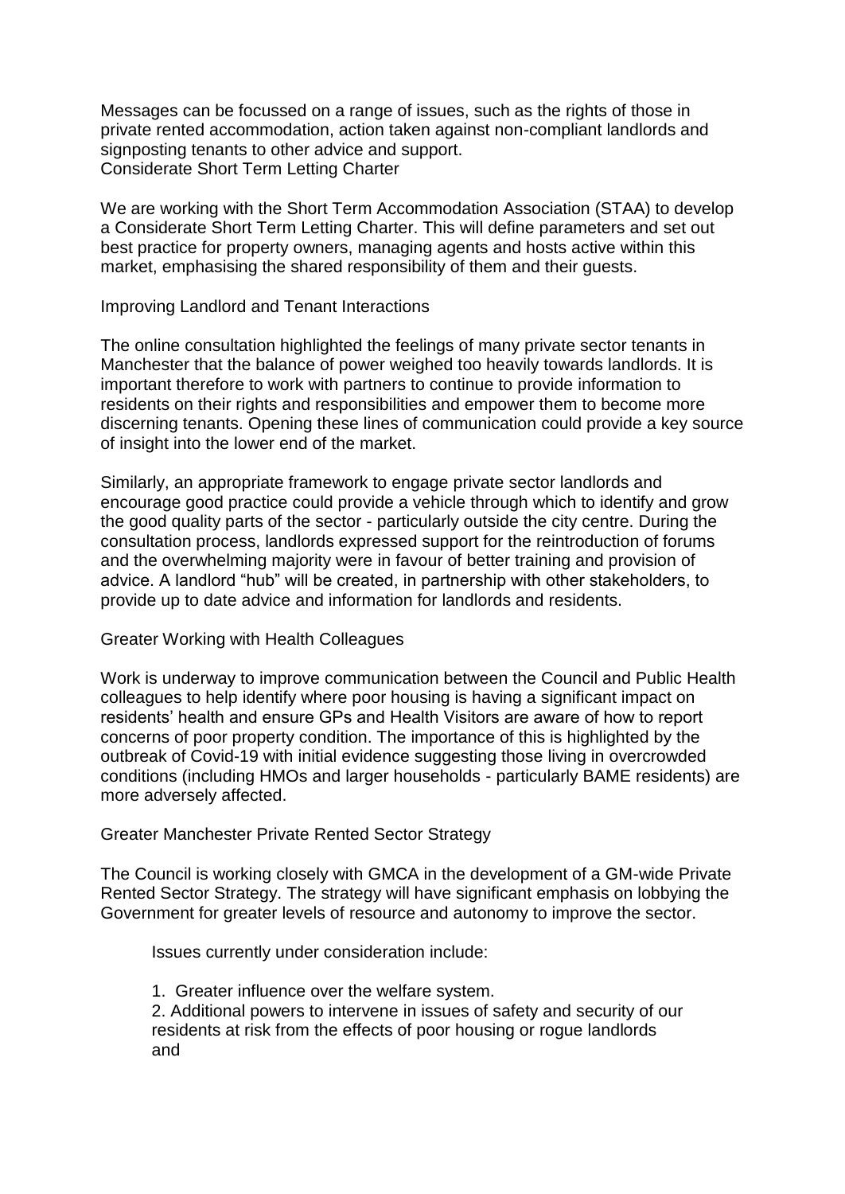Messages can be focussed on a range of issues, such as the rights of those in private rented accommodation, action taken against non-compliant landlords and signposting tenants to other advice and support.

## Considerate Short Term Letting Charter

We are working with the Short Term Accommodation Association (STAA) to develop a Considerate Short Term Letting Charter. This will define parameters and set out best practice for property owners, managing agents and hosts active within this market, emphasising the shared responsibility of them and their guests.

## Improving Landlord and Tenant Interactions

The online consultation highlighted the feelings of many private sector tenants in Manchester that the balance of power weighed too heavily towards landlords. It is important therefore to work with partners to continue to provide information to residents on their rights and responsibilities and empower them to become more discerning tenants. Opening these lines of communication could provide a key source of insight into the lower end of the market.

Similarly, an appropriate framework to engage private sector landlords and encourage good practice could provide a vehicle through which to identify and grow the good quality parts of the sector - particularly outside the city centre. During the consultation process, landlords expressed support for the reintroduction of forums and the overwhelming majority were in favour of better training and provision of advice. A landlord "hub" will be created, in partnership with other stakeholders, to provide up to date advice and information for landlords and residents.

## Greater Working with Health Colleagues

Work is underway to improve communication between the Council and Public Health colleagues to help identify where poor housing is having a significant impact on residents' health and ensure GPs and Health Visitors are aware of how to report concerns of poor property condition. The importance of this is highlighted by the outbreak of Covid-19 with initial evidence suggesting those living in overcrowded conditions (including HMOs and larger households - particularly BAME residents) are more adversely affected.

## Greater Manchester Private Rented Sector Strategy

The Council is working closely with GMCA in the development of a GM-wide Private Rented Sector Strategy. The strategy will have significant emphasis on lobbying the Government for greater levels of resource and autonomy to improve the sector.

Issues currently under consideration include:

1. Greater influence over the welfare system.
2. Additional powers to intervene in issues of safety and security of our residents at risk from the effects of poor housing or rogue landlords and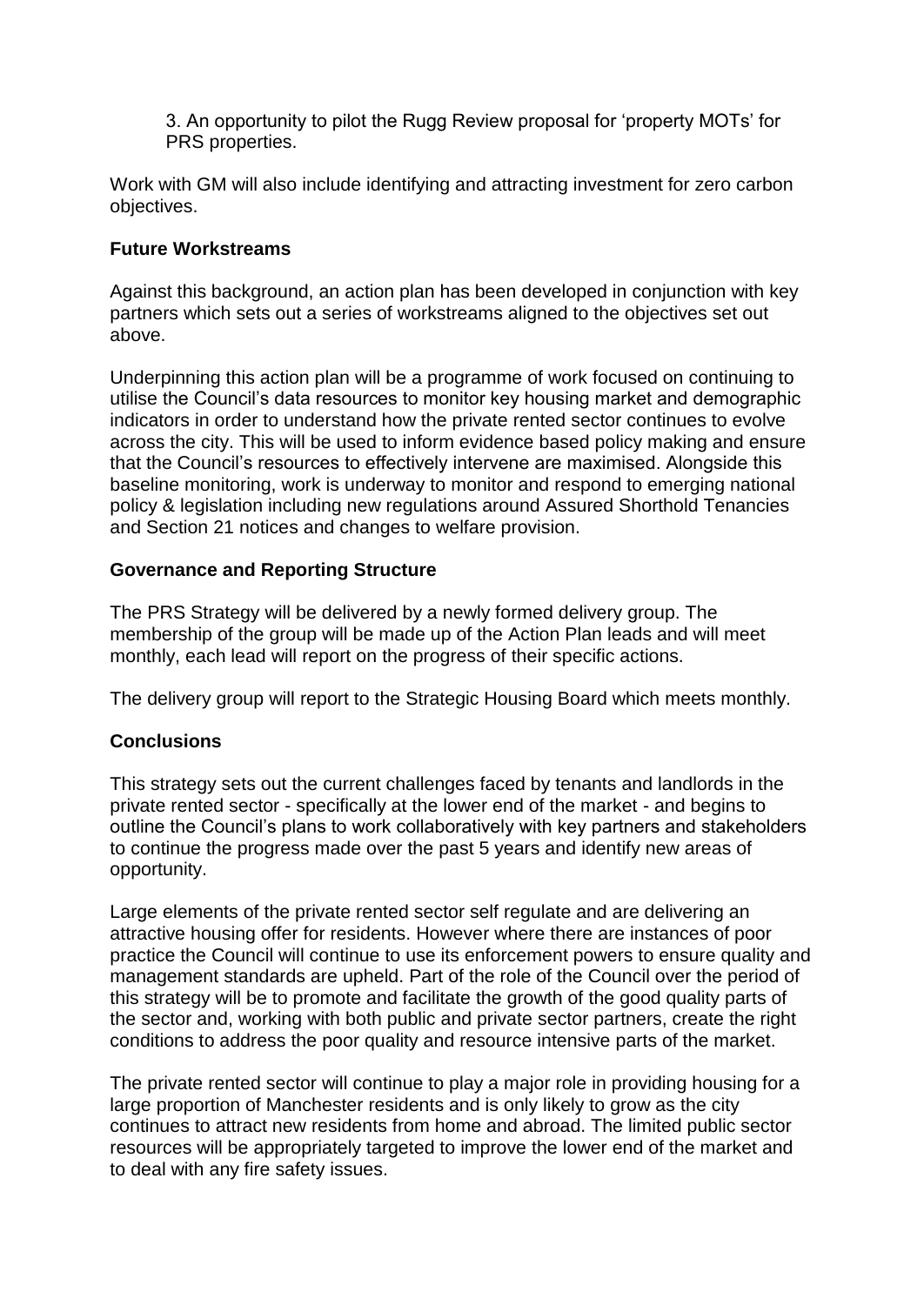3. An opportunity to pilot the Rugg Review proposal for 'property MOTs' for PRS properties.

Work with GM will also include identifying and attracting investment for zero carbon objectives.

**Future Workstreams**

Against this background, an action plan has been developed in conjunction with key partners which sets out a series of workstreams aligned to the objectives set out above.

Underpinning this action plan will be a programme of work focused on continuing to utilise the Council's data resources to monitor key housing market and demographic indicators in order to understand how the private rented sector continues to evolve across the city. This will be used to inform evidence based policy making and ensure that the Council's resources to effectively intervene are maximised. Alongside this baseline monitoring, work is underway to monitor and respond to emerging national policy & legislation including new regulations around Assured Shorthold Tenancies and Section 21 notices and changes to welfare provision.

**Governance and Reporting Structure**

The PRS Strategy will be delivered by a newly formed delivery group. The membership of the group will be made up of the Action Plan leads and will meet monthly, each lead will report on the progress of their specific actions.

The delivery group will report to the Strategic Housing Board which meets monthly.

**Conclusions**

This strategy sets out the current challenges faced by tenants and landlords in the private rented sector - specifically at the lower end of the market - and begins to outline the Council's plans to work collaboratively with key partners and stakeholders to continue the progress made over the past 5 years and identify new areas of opportunity.

Large elements of the private rented sector self regulate and are delivering an attractive housing offer for residents. However where there are instances of poor practice the Council will continue to use its enforcement powers to ensure quality and management standards are upheld. Part of the role of the Council over the period of this strategy will be to promote and facilitate the growth of the good quality parts of the sector and, working with both public and private sector partners, create the right conditions to address the poor quality and resource intensive parts of the market.

The private rented sector will continue to play a major role in providing housing for a large proportion of Manchester residents and is only likely to grow as the city continues to attract new residents from home and abroad. The limited public sector resources will be appropriately targeted to improve the lower end of the market and to deal with any fire safety issues.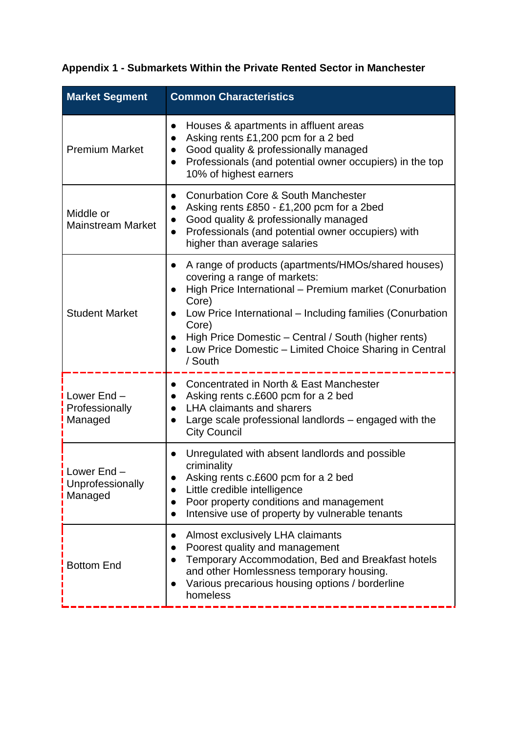**Appendix 1 - Submarkets Within the Private Rented Sector in Manchester**

| Market Segment | Common Characteristics |
|---|---|
| Premium Market | • Houses & apartments in affluent areas<br>• Asking rents £1,200 pcm for a 2 bed<br>• Good quality & professionally managed<br>• Professionals (and potential owner occupiers) in the top 10% of highest earners |
| Middle or Mainstream Market | • Conurbation Core & South Manchester<br>• Asking rents £850 - £1,200 pcm for a 2bed<br>• Good quality & professionally managed<br>• Professionals (and potential owner occupiers) with higher than average salaries |
| Student Market | • A range of products (apartments/HMOs/shared houses) covering a range of markets:<br>• High Price International – Premium market (Conurbation Core)<br>• Low Price International – Including families (Conurbation Core)<br>• High Price Domestic – Central / South (higher rents)<br>• Low Price Domestic – Limited Choice Sharing in Central / South |
| Lower End – Professionally Managed | • Concentrated in North & East Manchester<br>• Asking rents c.£600 pcm for a 2 bed<br>• LHA claimants and sharers<br>• Large scale professional landlords – engaged with the City Council |
| Lower End – Unprofessionally Managed | • Unregulated with absent landlords and possible criminality<br>• Asking rents c.£600 pcm for a 2 bed<br>• Little credible intelligence<br>• Poor property conditions and management<br>• Intensive use of property by vulnerable tenants |
| Bottom End | • Almost exclusively LHA claimants<br>• Poorest quality and management<br>• Temporary Accommodation, Bed and Breakfast hotels and other Homlessness temporary housing.<br>• Various precarious housing options / borderline homeless |